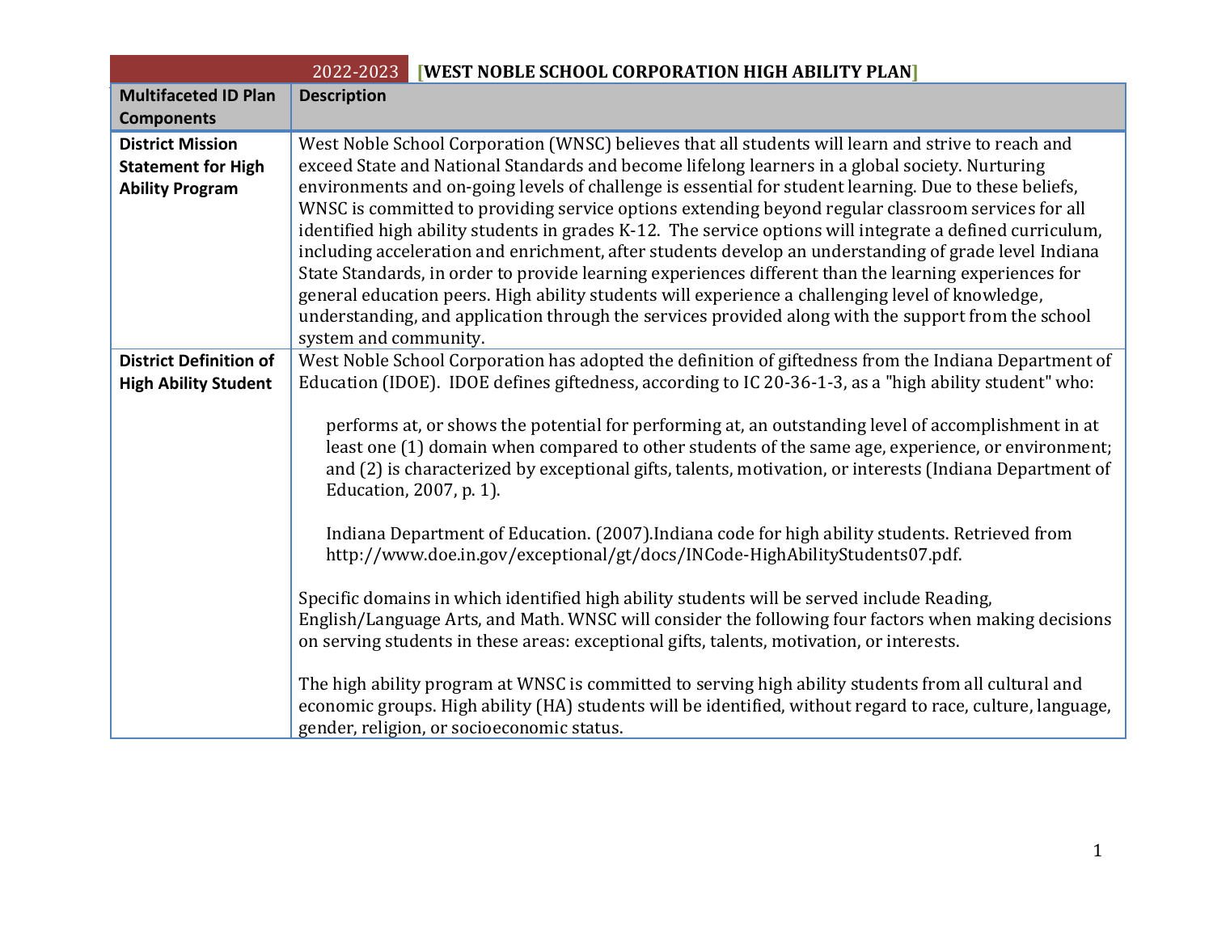# 2022-2023 [WEST NOBLE SCHOOL CORPORATION HIGH ABILITY PLAN]

| Multifaceted ID Plan Components | Description |
|---|---|
| **District Mission Statement for High Ability Program** | West Noble School Corporation (WNSC) believes that all students will learn and strive to reach and exceed State and National Standards and become lifelong learners in a global society. Nurturing environments and on-going levels of challenge is essential for student learning. Due to these beliefs, WNSC is committed to providing service options extending beyond regular classroom services for all identified high ability students in grades K-12. The service options will integrate a defined curriculum, including acceleration and enrichment, after students develop an understanding of grade level Indiana State Standards, in order to provide learning experiences different than the learning experiences for general education peers. High ability students will experience a challenging level of knowledge, understanding, and application through the services provided along with the support from the school system and community. |
| **District Definition of High Ability Student** | West Noble School Corporation has adopted the definition of giftedness from the Indiana Department of Education (IDOE). IDOE defines giftedness, according to IC 20-36-1-3, as a "high ability student" who:<br><br>performs at, or shows the potential for performing at, an outstanding level of accomplishment in at least one (1) domain when compared to other students of the same age, experience, or environment; and (2) is characterized by exceptional gifts, talents, motivation, or interests (Indiana Department of Education, 2007, p. 1).<br><br>Indiana Department of Education. (2007).Indiana code for high ability students. Retrieved from http://www.doe.in.gov/exceptional/gt/docs/INCode-HighAbilityStudents07.pdf.<br><br>Specific domains in which identified high ability students will be served include Reading, English/Language Arts, and Math. WNSC will consider the following four factors when making decisions on serving students in these areas: exceptional gifts, talents, motivation, or interests.<br><br>The high ability program at WNSC is committed to serving high ability students from all cultural and economic groups. High ability (HA) students will be identified, without regard to race, culture, language, gender, religion, or socioeconomic status. |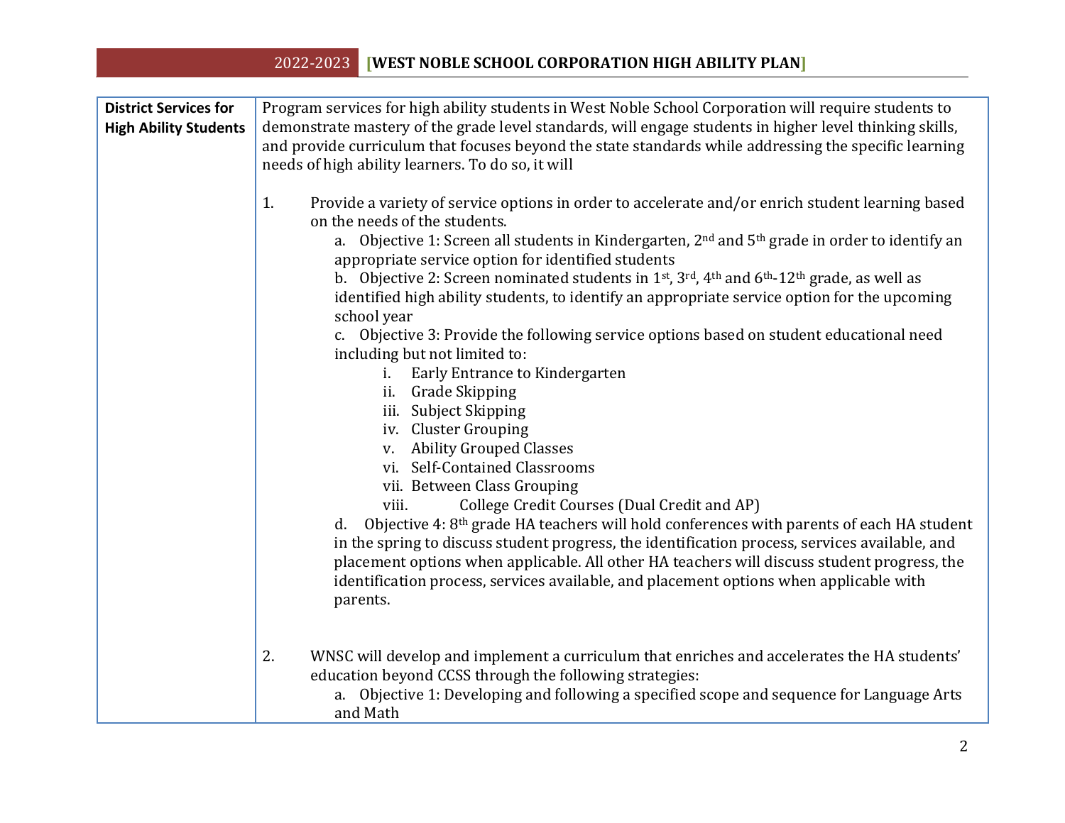| District Services for High Ability Students | Program services for high ability students in West Noble School Corporation will require students to demonstrate mastery of the grade level standards, will engage students in higher level thinking skills, and provide curriculum that focuses beyond the state standards while addressing the specific learning needs of high ability learners. To do so, it will<br><br>1. Provide a variety of service options in order to accelerate and/or enrich student learning based on the needs of the students.<br>a. Objective 1: Screen all students in Kindergarten, 2nd and 5th grade in order to identify an appropriate service option for identified students<br>b. Objective 2: Screen nominated students in 1st, 3rd, 4th and 6th-12th grade, as well as identified high ability students, to identify an appropriate service option for the upcoming school year<br>c. Objective 3: Provide the following service options based on student educational need including but not limited to:<br>i. Early Entrance to Kindergarten<br>ii. Grade Skipping<br>iii. Subject Skipping<br>iv. Cluster Grouping<br>v. Ability Grouped Classes<br>vi. Self-Contained Classrooms<br>vii. Between Class Grouping<br>viii. College Credit Courses (Dual Credit and AP)<br>d. Objective 4: 8th grade HA teachers will hold conferences with parents of each HA student in the spring to discuss student progress, the identification process, services available, and placement options when applicable. All other HA teachers will discuss student progress, the identification process, services available, and placement options when applicable with parents.<br><br>2. WNSC will develop and implement a curriculum that enriches and accelerates the HA students' education beyond CCSS through the following strategies:<br>a. Objective 1: Developing and following a specified scope and sequence for Language Arts and Math |
|---|---|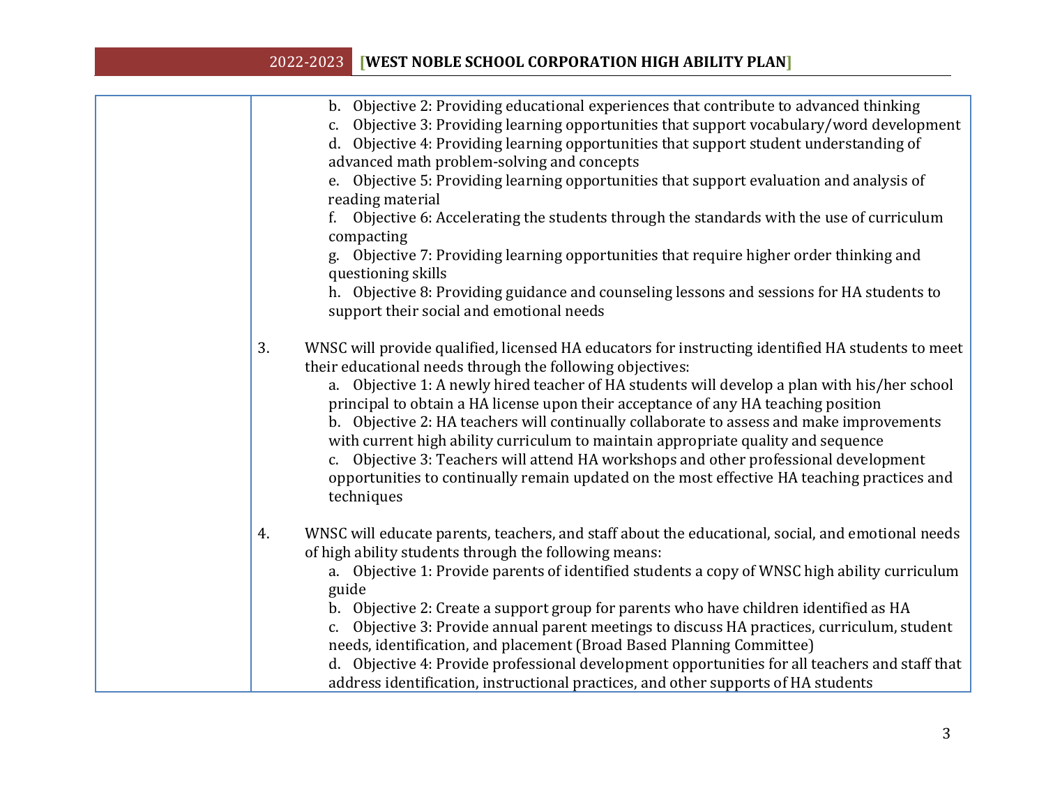| | |
|---|---|
| | b. Objective 2: Providing educational experiences that contribute to advanced thinking<br>c. Objective 3: Providing learning opportunities that support vocabulary/word development<br>d. Objective 4: Providing learning opportunities that support student understanding of advanced math problem-solving and concepts<br>e. Objective 5: Providing learning opportunities that support evaluation and analysis of reading material<br>f. Objective 6: Accelerating the students through the standards with the use of curriculum compacting<br>g. Objective 7: Providing learning opportunities that require higher order thinking and questioning skills<br>h. Objective 8: Providing guidance and counseling lessons and sessions for HA students to support their social and emotional needs<br><br>3. WNSC will provide qualified, licensed HA educators for instructing identified HA students to meet their educational needs through the following objectives:<br>a. Objective 1: A newly hired teacher of HA students will develop a plan with his/her school principal to obtain a HA license upon their acceptance of any HA teaching position<br>b. Objective 2: HA teachers will continually collaborate to assess and make improvements with current high ability curriculum to maintain appropriate quality and sequence<br>c. Objective 3: Teachers will attend HA workshops and other professional development opportunities to continually remain updated on the most effective HA teaching practices and techniques<br><br>4. WNSC will educate parents, teachers, and staff about the educational, social, and emotional needs of high ability students through the following means:<br>a. Objective 1: Provide parents of identified students a copy of WNSC high ability curriculum guide<br>b. Objective 2: Create a support group for parents who have children identified as HA<br>c. Objective 3: Provide annual parent meetings to discuss HA practices, curriculum, student needs, identification, and placement (Broad Based Planning Committee)<br>d. Objective 4: Provide professional development opportunities for all teachers and staff that address identification, instructional practices, and other supports of HA students |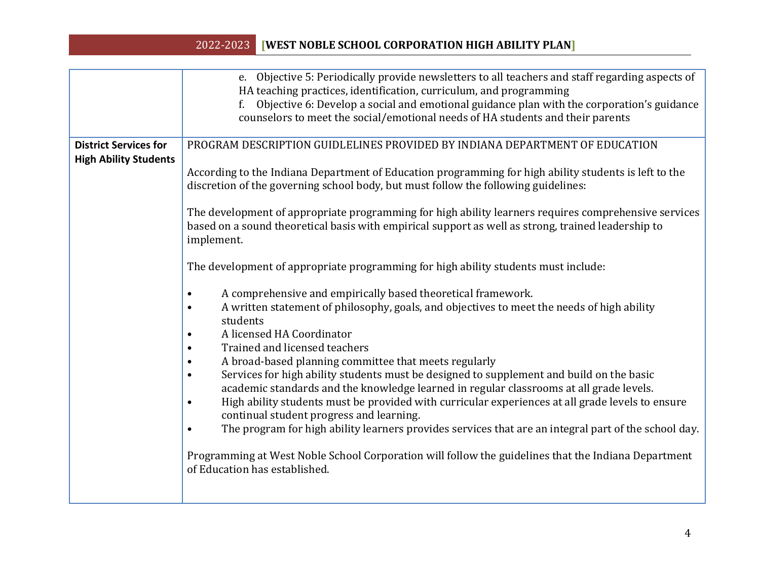| | |
|---|---|
| | e. Objective 5: Periodically provide newsletters to all teachers and staff regarding aspects of HA teaching practices, identification, curriculum, and programming<br>f. Objective 6: Develop a social and emotional guidance plan with the corporation's guidance counselors to meet the social/emotional needs of HA students and their parents |
| **District Services for High Ability Students** | PROGRAM DESCRIPTION GUIDLELINES PROVIDED BY INDIANA DEPARTMENT OF EDUCATION<br><br>According to the Indiana Department of Education programming for high ability students is left to the discretion of the governing school body, but must follow the following guidelines:<br><br>The development of appropriate programming for high ability learners requires comprehensive services based on a sound theoretical basis with empirical support as well as strong, trained leadership to implement.<br><br>The development of appropriate programming for high ability students must include:<br><br>• A comprehensive and empirically based theoretical framework.<br>• A written statement of philosophy, goals, and objectives to meet the needs of high ability students<br>• A licensed HA Coordinator<br>• Trained and licensed teachers<br>• A broad-based planning committee that meets regularly<br>• Services for high ability students must be designed to supplement and build on the basic academic standards and the knowledge learned in regular classrooms at all grade levels.<br>• High ability students must be provided with curricular experiences at all grade levels to ensure continual student progress and learning.<br>• The program for high ability learners provides services that are an integral part of the school day.<br><br>Programming at West Noble School Corporation will follow the guidelines that the Indiana Department of Education has established. |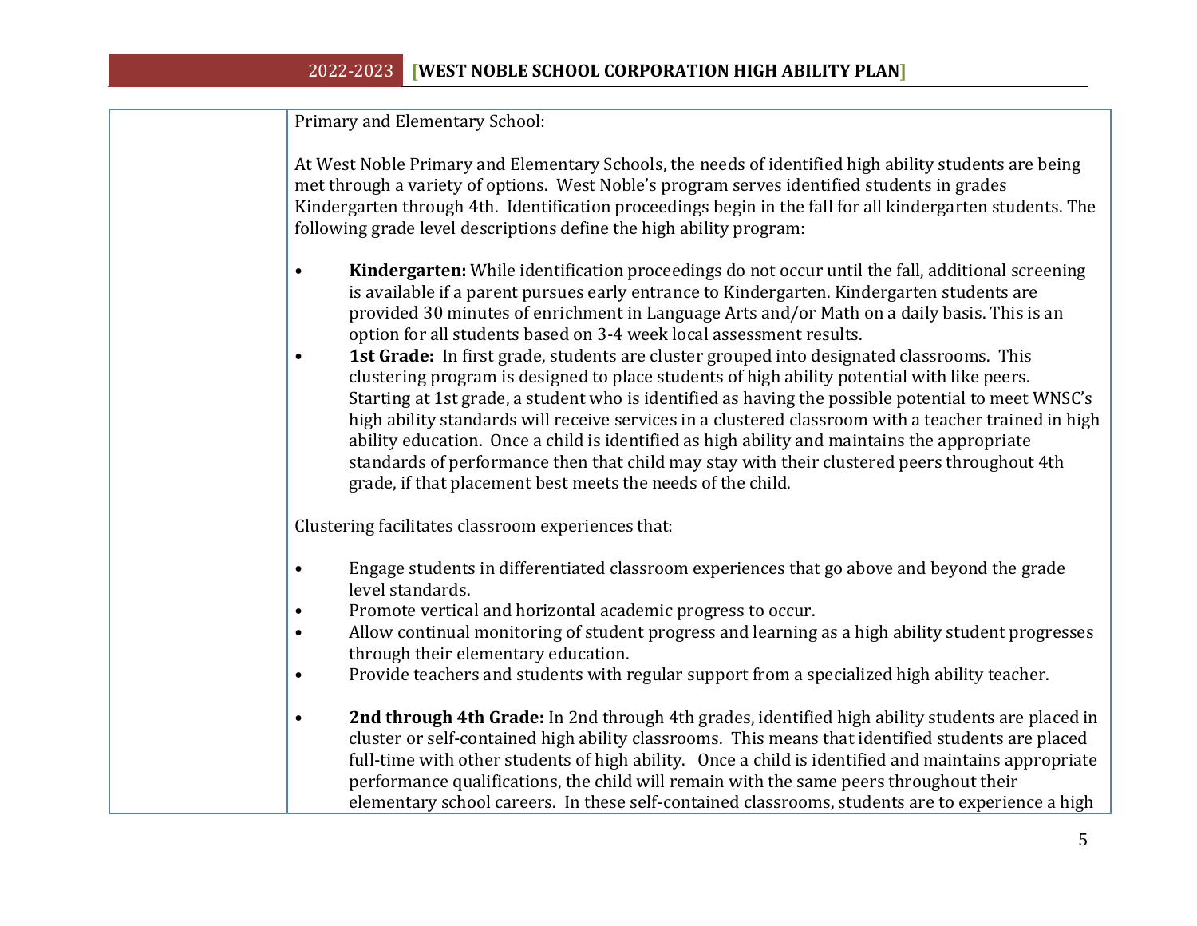| | |
|---|---|
| | Primary and Elementary School:<br><br>At West Noble Primary and Elementary Schools, the needs of identified high ability students are being met through a variety of options. West Noble's program serves identified students in grades Kindergarten through 4th. Identification proceedings begin in the fall for all kindergarten students. The following grade level descriptions define the high ability program:<br><br>• **Kindergarten:** While identification proceedings do not occur until the fall, additional screening is available if a parent pursues early entrance to Kindergarten. Kindergarten students are provided 30 minutes of enrichment in Language Arts and/or Math on a daily basis. This is an option for all students based on 3-4 week local assessment results.<br>• **1st Grade:** In first grade, students are cluster grouped into designated classrooms. This clustering program is designed to place students of high ability potential with like peers. Starting at 1st grade, a student who is identified as having the possible potential to meet WNSC's high ability standards will receive services in a clustered classroom with a teacher trained in high ability education. Once a child is identified as high ability and maintains the appropriate standards of performance then that child may stay with their clustered peers throughout 4th grade, if that placement best meets the needs of the child.<br><br>Clustering facilitates classroom experiences that:<br><br>• Engage students in differentiated classroom experiences that go above and beyond the grade level standards.<br>• Promote vertical and horizontal academic progress to occur.<br>• Allow continual monitoring of student progress and learning as a high ability student progresses through their elementary education.<br>• Provide teachers and students with regular support from a specialized high ability teacher.<br><br>• **2nd through 4th Grade:** In 2nd through 4th grades, identified high ability students are placed in cluster or self-contained high ability classrooms. This means that identified students are placed full-time with other students of high ability. Once a child is identified and maintains appropriate performance qualifications, the child will remain with the same peers throughout their elementary school careers. In these self-contained classrooms, students are to experience a high |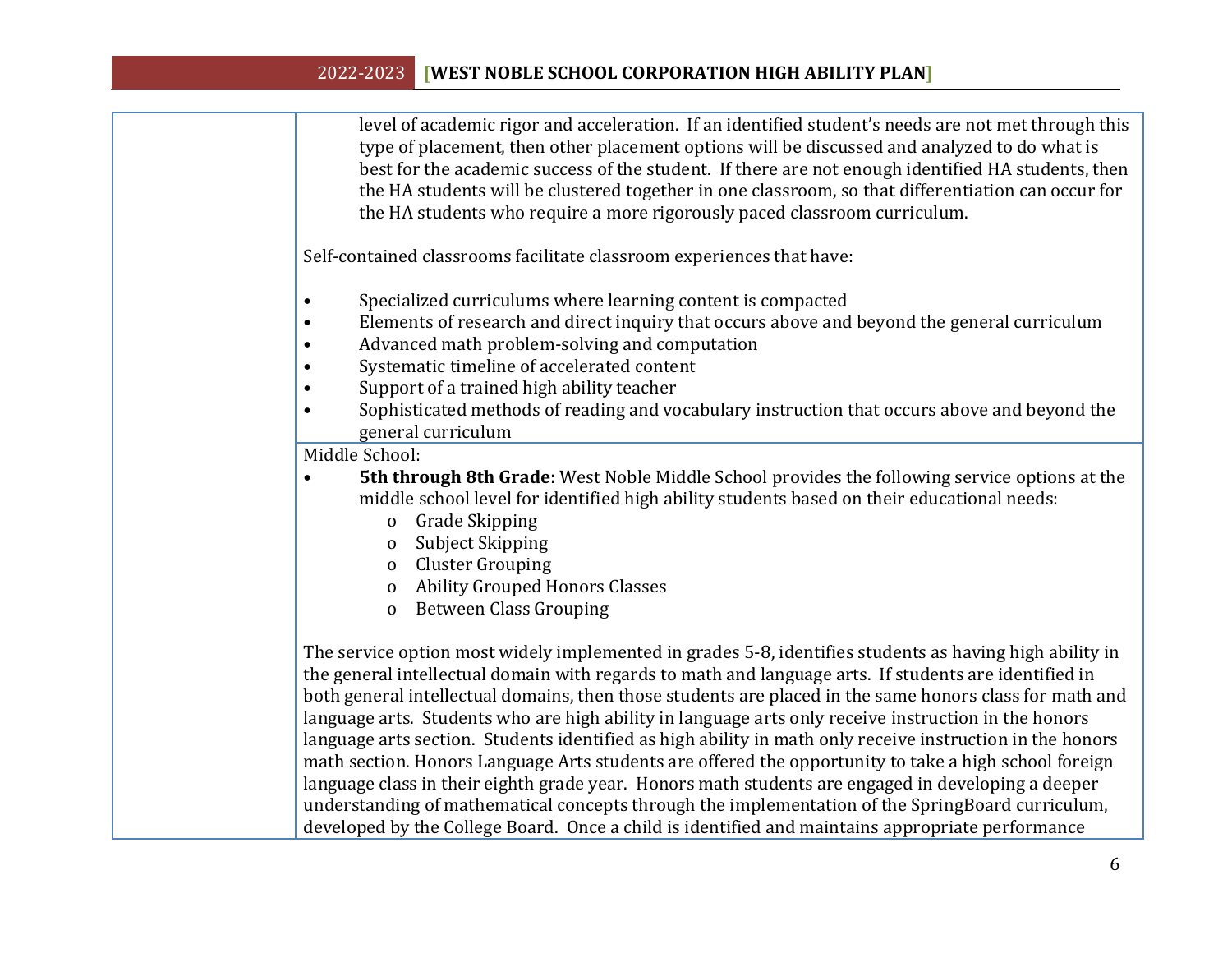level of academic rigor and acceleration. If an identified student's needs are not met through this type of placement, then other placement options will be discussed and analyzed to do what is best for the academic success of the student. If there are not enough identified HA students, then the HA students will be clustered together in one classroom, so that differentiation can occur for the HA students who require a more rigorously paced classroom curriculum.

Self-contained classrooms facilitate classroom experiences that have:

- Specialized curriculums where learning content is compacted
- Elements of research and direct inquiry that occurs above and beyond the general curriculum
- Advanced math problem-solving and computation
- Systematic timeline of accelerated content
- Support of a trained high ability teacher
- Sophisticated methods of reading and vocabulary instruction that occurs above and beyond the general curriculum

Middle School:

- **5th through 8th Grade:** West Noble Middle School provides the following service options at the middle school level for identified high ability students based on their educational needs:
    - Grade Skipping
    - Subject Skipping
    - Cluster Grouping
    - Ability Grouped Honors Classes
    - Between Class Grouping

The service option most widely implemented in grades 5-8, identifies students as having high ability in the general intellectual domain with regards to math and language arts. If students are identified in both general intellectual domains, then those students are placed in the same honors class for math and language arts. Students who are high ability in language arts only receive instruction in the honors language arts section. Students identified as high ability in math only receive instruction in the honors math section. Honors Language Arts students are offered the opportunity to take a high school foreign language class in their eighth grade year. Honors math students are engaged in developing a deeper understanding of mathematical concepts through the implementation of the SpringBoard curriculum, developed by the College Board. Once a child is identified and maintains appropriate performance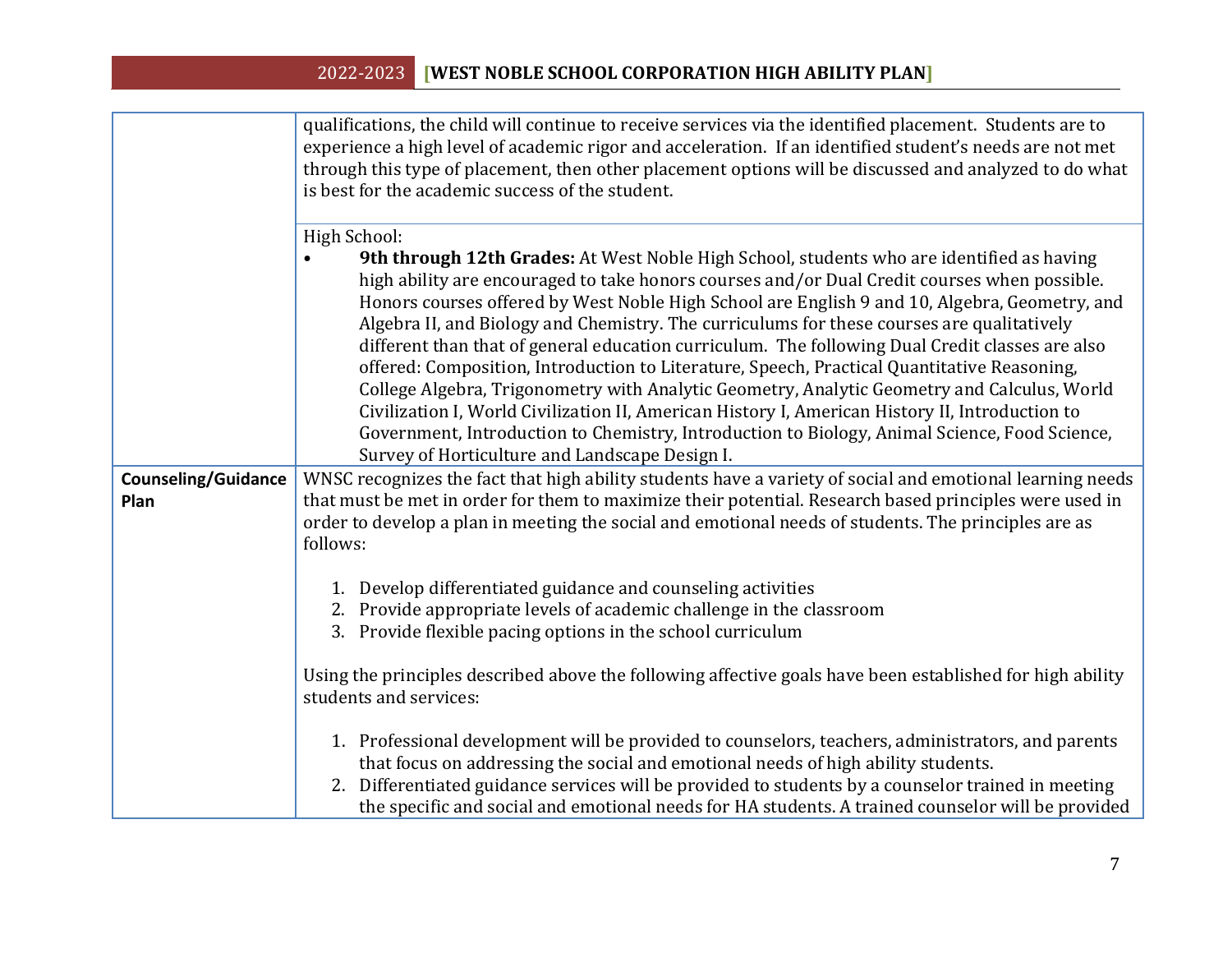|  |  |
|---|---|
|  | qualifications, the child will continue to receive services via the identified placement. Students are to experience a high level of academic rigor and acceleration. If an identified student's needs are not met through this type of placement, then other placement options will be discussed and analyzed to do what is best for the academic success of the student. |
|  | High School:<br>• **9th through 12th Grades:** At West Noble High School, students who are identified as having high ability are encouraged to take honors courses and/or Dual Credit courses when possible. Honors courses offered by West Noble High School are English 9 and 10, Algebra, Geometry, and Algebra II, and Biology and Chemistry. The curriculums for these courses are qualitatively different than that of general education curriculum. The following Dual Credit classes are also offered: Composition, Introduction to Literature, Speech, Practical Quantitative Reasoning, College Algebra, Trigonometry with Analytic Geometry, Analytic Geometry and Calculus, World Civilization I, World Civilization II, American History I, American History II, Introduction to Government, Introduction to Chemistry, Introduction to Biology, Animal Science, Food Science, Survey of Horticulture and Landscape Design I. |
| **Counseling/Guidance Plan** | WNSC recognizes the fact that high ability students have a variety of social and emotional learning needs that must be met in order for them to maximize their potential. Research based principles were used in order to develop a plan in meeting the social and emotional needs of students. The principles are as follows:<br><br>1. Develop differentiated guidance and counseling activities<br>2. Provide appropriate levels of academic challenge in the classroom<br>3. Provide flexible pacing options in the school curriculum<br><br>Using the principles described above the following affective goals have been established for high ability students and services:<br><br>1. Professional development will be provided to counselors, teachers, administrators, and parents that focus on addressing the social and emotional needs of high ability students.<br>2. Differentiated guidance services will be provided to students by a counselor trained in meeting the specific and social and emotional needs for HA students. A trained counselor will be provided |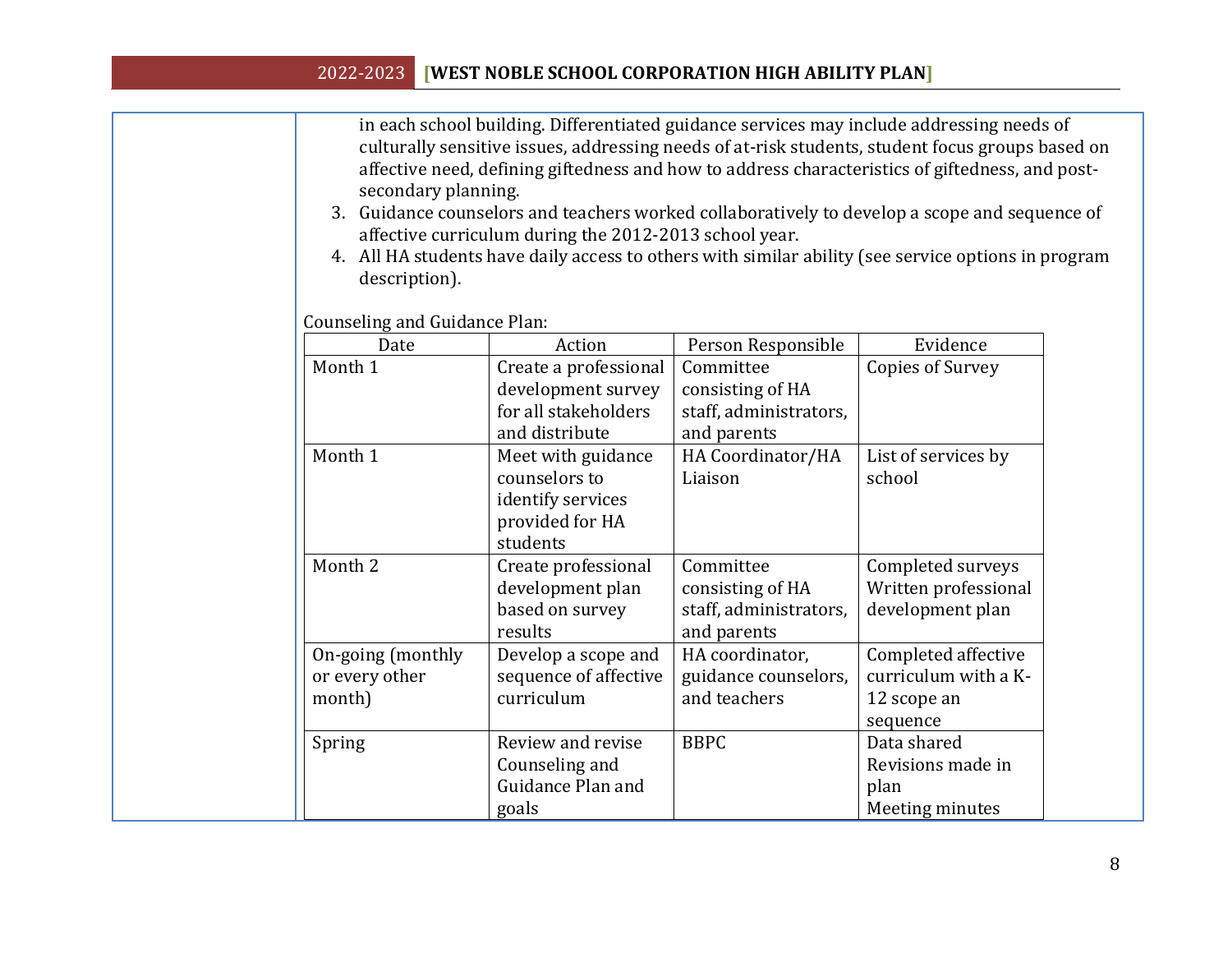in each school building. Differentiated guidance services may include addressing needs of culturally sensitive issues, addressing needs of at-risk students, student focus groups based on affective need, defining giftedness and how to address characteristics of giftedness, and post-secondary planning.

3. Guidance counselors and teachers worked collaboratively to develop a scope and sequence of affective curriculum during the 2012-2013 school year.
4. All HA students have daily access to others with similar ability (see service options in program description).

Counseling and Guidance Plan:

| Date | Action | Person Responsible | Evidence |
|---|---|---|---|
| Month 1 | Create a professional development survey for all stakeholders and distribute | Committee consisting of HA staff, administrators, and parents | Copies of Survey |
| Month 1 | Meet with guidance counselors to identify services provided for HA students | HA Coordinator/HA Liaison | List of services by school |
| Month 2 | Create professional development plan based on survey results | Committee consisting of HA staff, administrators, and parents | Completed surveys Written professional development plan |
| On-going (monthly or every other month) | Develop a scope and sequence of affective curriculum | HA coordinator, guidance counselors, and teachers | Completed affective curriculum with a K-12 scope an sequence |
| Spring | Review and revise Counseling and Guidance Plan and goals | BBPC | Data shared Revisions made in plan Meeting minutes |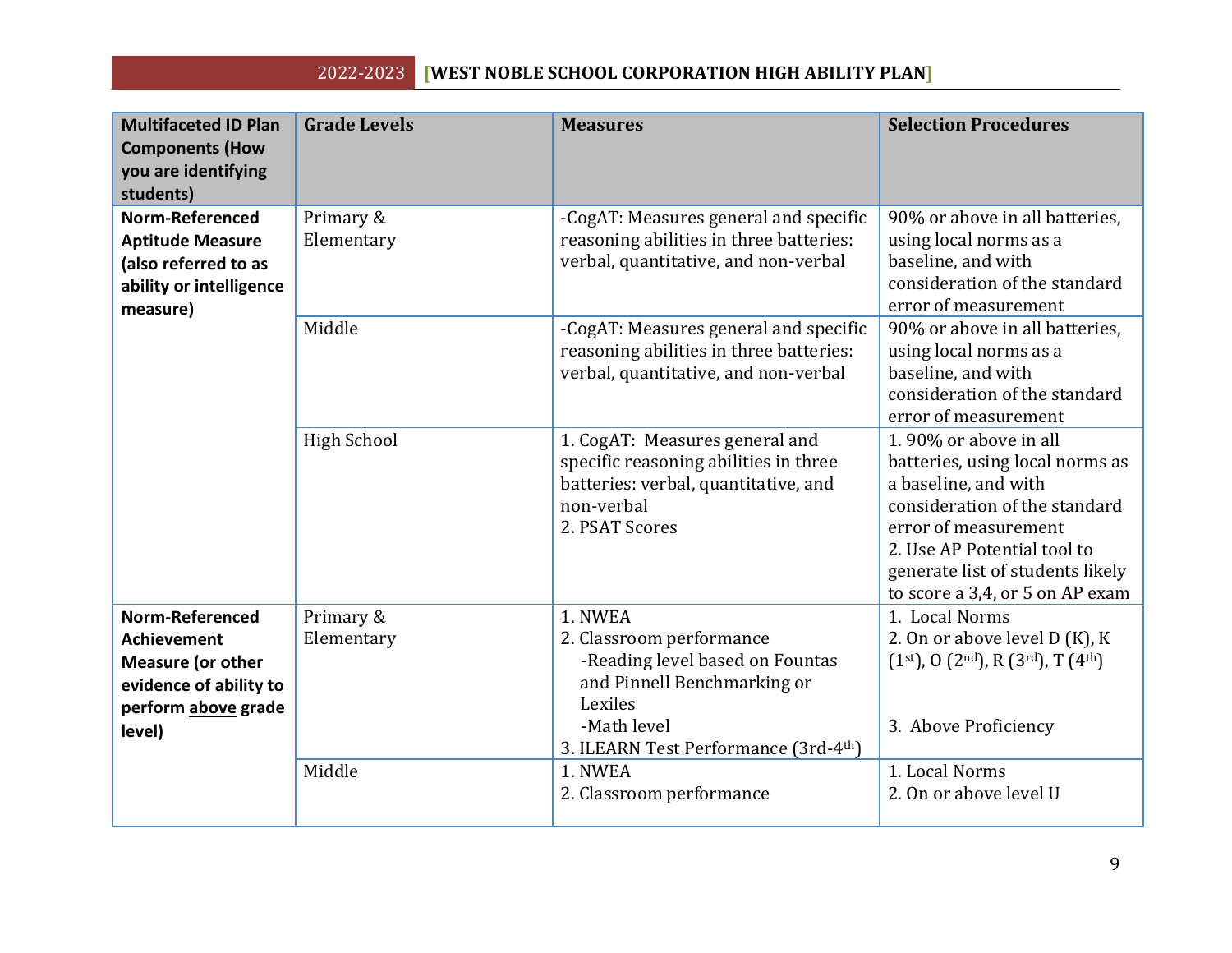| Multifaceted ID Plan Components (How you are identifying students) | Grade Levels | Measures | Selection Procedures |
|---|---|---|---|
| **Norm-Referenced Aptitude Measure (also referred to as ability or intelligence measure)** | Primary & Elementary | -CogAT: Measures general and specific reasoning abilities in three batteries: verbal, quantitative, and non-verbal | 90% or above in all batteries, using local norms as a baseline, and with consideration of the standard error of measurement |
| | Middle | -CogAT: Measures general and specific reasoning abilities in three batteries: verbal, quantitative, and non-verbal | 90% or above in all batteries, using local norms as a baseline, and with consideration of the standard error of measurement |
| | High School | 1. CogAT: Measures general and specific reasoning abilities in three batteries: verbal, quantitative, and non-verbal<br>2. PSAT Scores | 1. 90% or above in all batteries, using local norms as a baseline, and with consideration of the standard error of measurement<br>2. Use AP Potential tool to generate list of students likely to score a 3,4, or 5 on AP exam |
| **Norm-Referenced Achievement Measure (or other evidence of ability to perform <u>above</u> grade level)** | Primary & Elementary | 1. NWEA<br>2. Classroom performance<br>-Reading level based on Fountas and Pinnell Benchmarking or Lexiles<br>-Math level<br>3. ILEARN Test Performance (3rd-4th) | 1. Local Norms<br>2. On or above level D (K), K (1st), O (2nd), R (3rd), T (4th)<br>3. Above Proficiency |
| | Middle | 1. NWEA<br>2. Classroom performance | 1. Local Norms<br>2. On or above level U |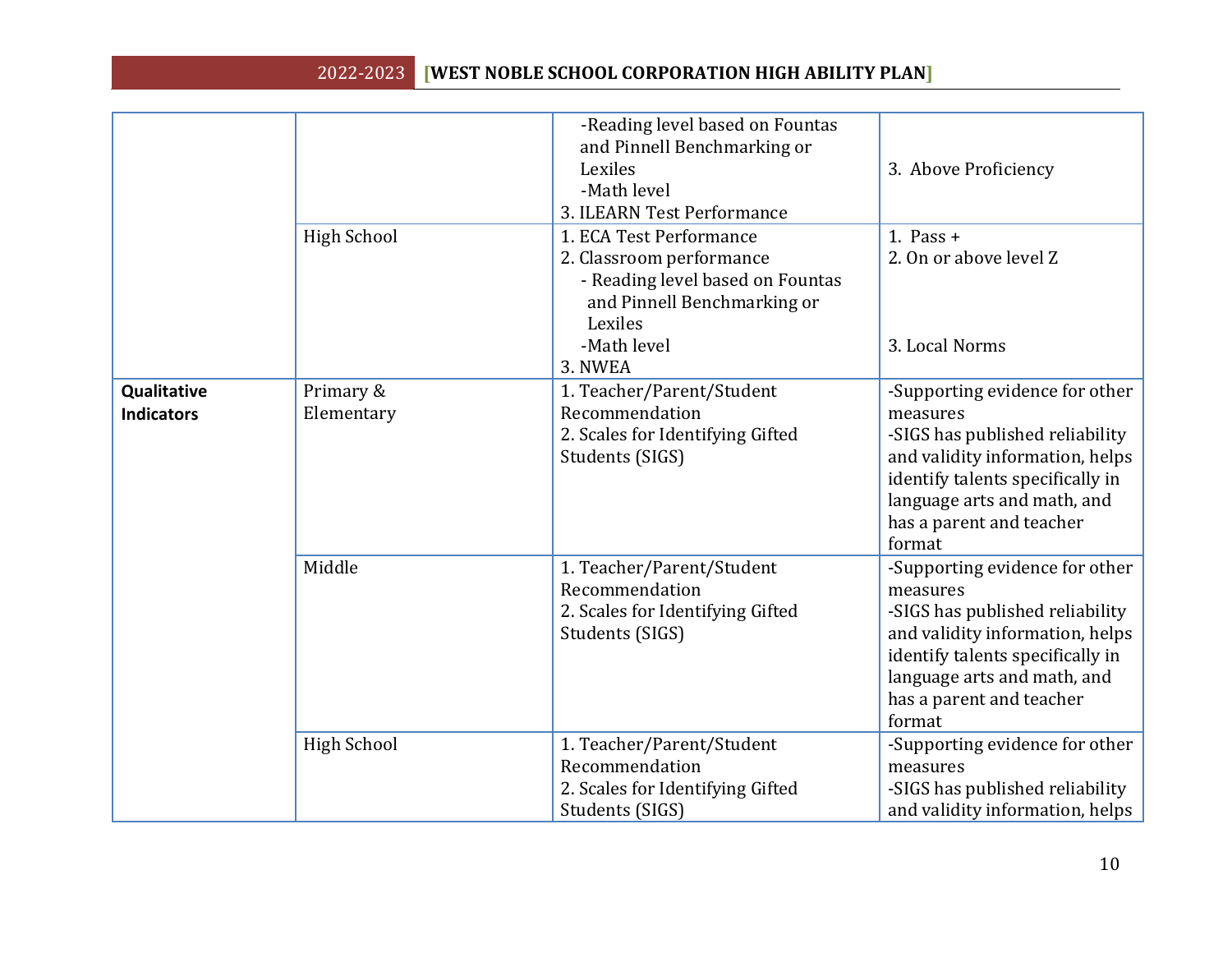| | | | |
|---|---|---|---|
| | | -Reading level based on Fountas and Pinnell Benchmarking or Lexiles<br>-Math level<br>3. ILEARN Test Performance | 3. Above Proficiency |
| | High School | 1. ECA Test Performance<br>2. Classroom performance<br>- Reading level based on Fountas and Pinnell Benchmarking or Lexiles<br>-Math level<br>3. NWEA | 1. Pass +<br>2. On or above level Z<br><br>3. Local Norms |
| **Qualitative Indicators** | Primary & Elementary | 1. Teacher/Parent/Student Recommendation<br>2. Scales for Identifying Gifted Students (SIGS) | -Supporting evidence for other measures<br>-SIGS has published reliability and validity information, helps identify talents specifically in language arts and math, and has a parent and teacher format |
| | Middle | 1. Teacher/Parent/Student Recommendation<br>2. Scales for Identifying Gifted Students (SIGS) | -Supporting evidence for other measures<br>-SIGS has published reliability and validity information, helps identify talents specifically in language arts and math, and has a parent and teacher format |
| | High School | 1. Teacher/Parent/Student Recommendation<br>2. Scales for Identifying Gifted Students (SIGS) | -Supporting evidence for other measures<br>-SIGS has published reliability and validity information, helps |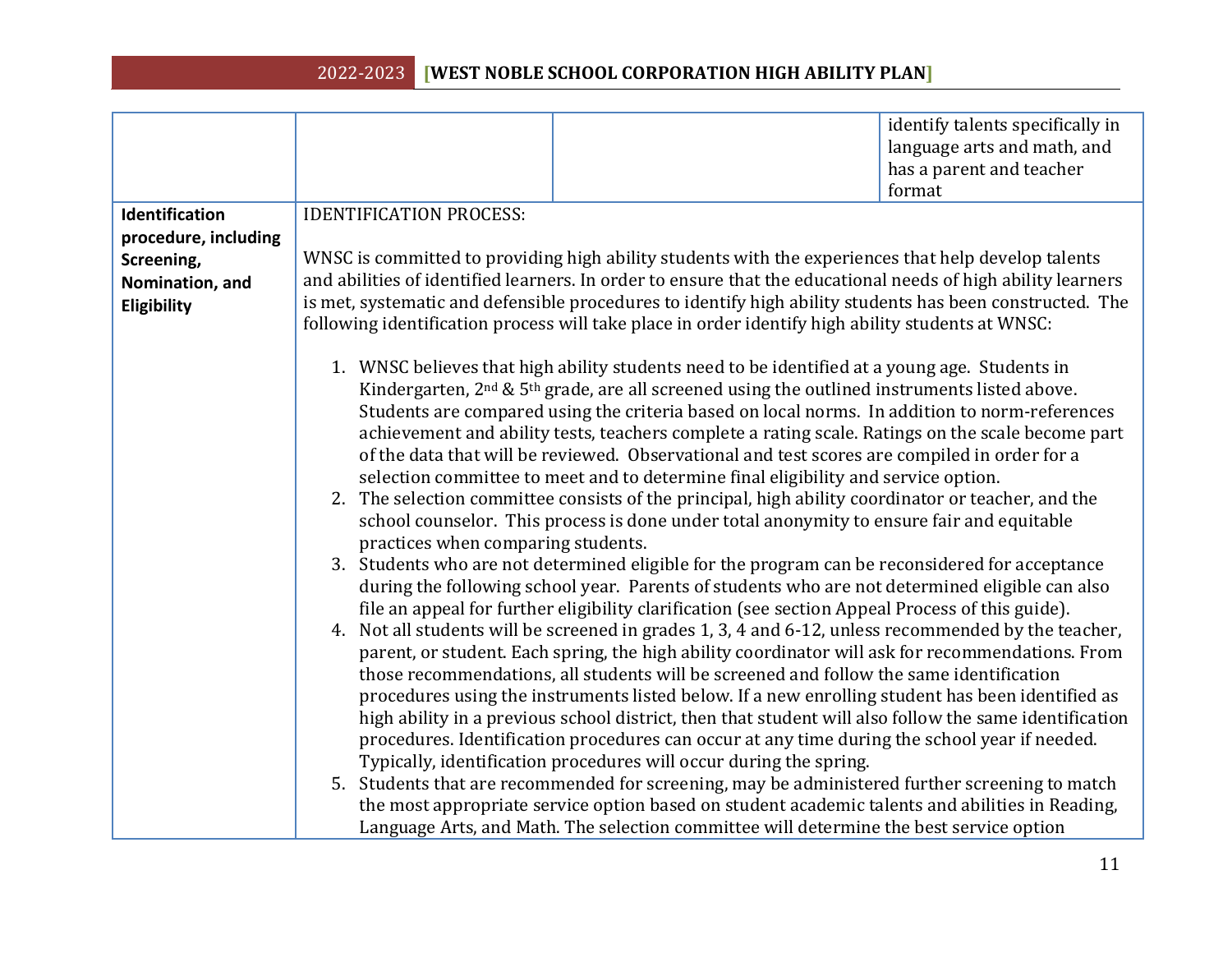| | | | |
|---|---|---|---|
| | | | identify talents specifically in language arts and math, and has a parent and teacher format |
| **Identification procedure, including Screening, Nomination, and Eligibility** | IDENTIFICATION PROCESS:<br><br>WNSC is committed to providing high ability students with the experiences that help develop talents and abilities of identified learners. In order to ensure that the educational needs of high ability learners is met, systematic and defensible procedures to identify high ability students has been constructed. The following identification process will take place in order identify high ability students at WNSC:<br><br>1. WNSC believes that high ability students need to be identified at a young age. Students in Kindergarten, 2nd & 5th grade, are all screened using the outlined instruments listed above. Students are compared using the criteria based on local norms. In addition to norm-references achievement and ability tests, teachers complete a rating scale. Ratings on the scale become part of the data that will be reviewed. Observational and test scores are compiled in order for a selection committee to meet and to determine final eligibility and service option.<br>2. The selection committee consists of the principal, high ability coordinator or teacher, and the school counselor. This process is done under total anonymity to ensure fair and equitable practices when comparing students.<br>3. Students who are not determined eligible for the program can be reconsidered for acceptance during the following school year. Parents of students who are not determined eligible can also file an appeal for further eligibility clarification (see section Appeal Process of this guide).<br>4. Not all students will be screened in grades 1, 3, 4 and 6-12, unless recommended by the teacher, parent, or student. Each spring, the high ability coordinator will ask for recommendations. From those recommendations, all students will be screened and follow the same identification procedures using the instruments listed below. If a new enrolling student has been identified as high ability in a previous school district, then that student will also follow the same identification procedures. Identification procedures can occur at any time during the school year if needed. Typically, identification procedures will occur during the spring.<br>5. Students that are recommended for screening, may be administered further screening to match the most appropriate service option based on student academic talents and abilities in Reading, Language Arts, and Math. The selection committee will determine the best service option | | |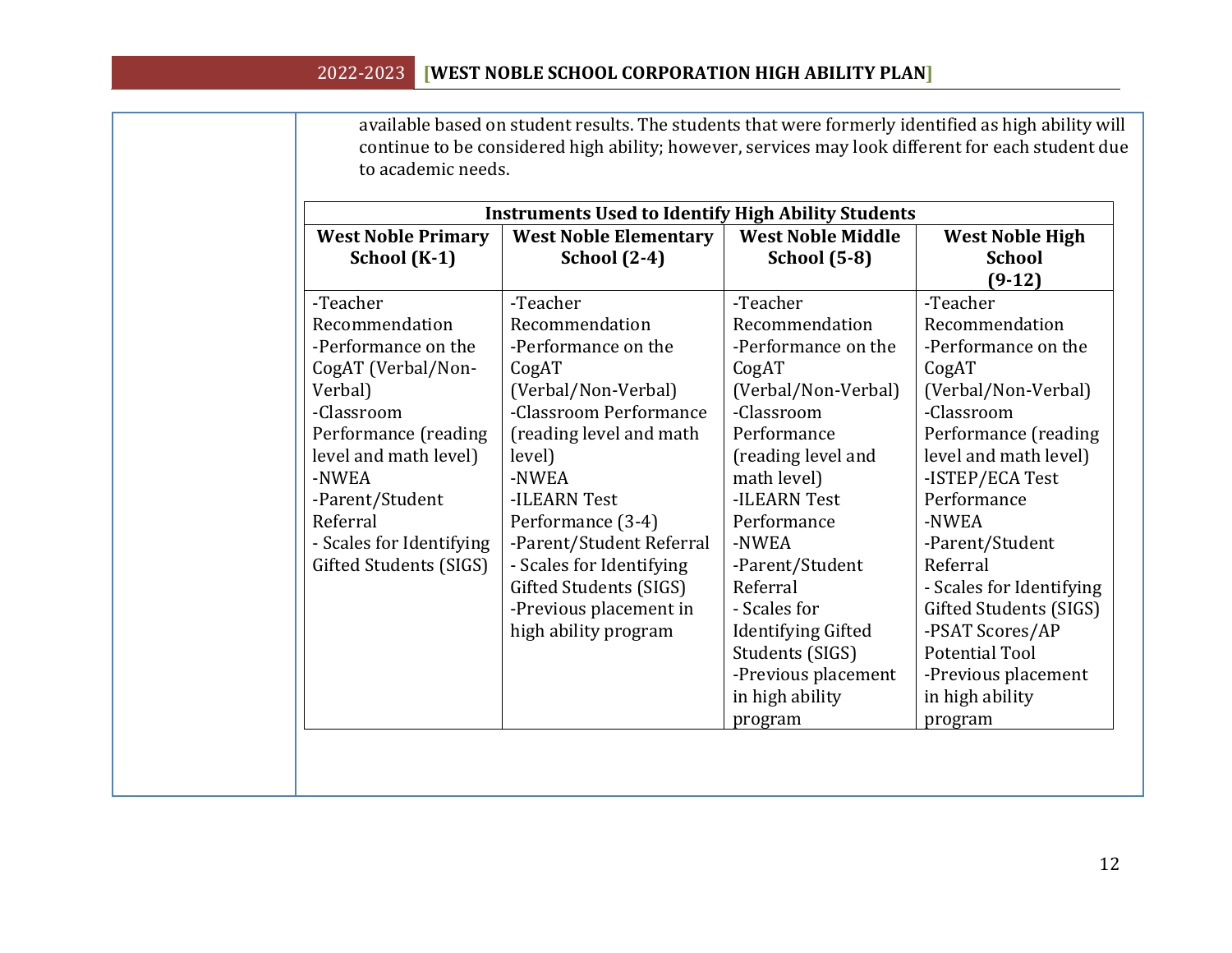available based on student results. The students that were formerly identified as high ability will continue to be considered high ability; however, services may look different for each student due to academic needs.

| Instruments Used to Identify High Ability Students | | | |
|---|---|---|---|
| **West Noble Primary School (K-1)** | **West Noble Elementary School (2-4)** | **West Noble Middle School (5-8)** | **West Noble High School (9-12)** |
| -Teacher Recommendation<br>-Performance on the CogAT (Verbal/Non-Verbal)<br>-Classroom Performance (reading level and math level)<br>-NWEA<br>-Parent/Student Referral<br>- Scales for Identifying Gifted Students (SIGS) | -Teacher Recommendation<br>-Performance on the CogAT (Verbal/Non-Verbal)<br>-Classroom Performance (reading level and math level)<br>-NWEA<br>-ILEARN Test Performance (3-4)<br>-Parent/Student Referral<br>- Scales for Identifying Gifted Students (SIGS)<br>-Previous placement in high ability program | -Teacher Recommendation<br>-Performance on the CogAT (Verbal/Non-Verbal)<br>-Classroom Performance (reading level and math level)<br>-ILEARN Test Performance<br>-NWEA<br>-Parent/Student Referral<br>- Scales for Identifying Gifted Students (SIGS)<br>-Previous placement in high ability program | -Teacher Recommendation<br>-Performance on the CogAT (Verbal/Non-Verbal)<br>-Classroom Performance (reading level and math level)<br>-ISTEP/ECA Test Performance<br>-NWEA<br>-Parent/Student Referral<br>- Scales for Identifying Gifted Students (SIGS)<br>-PSAT Scores/AP Potential Tool<br>-Previous placement in high ability program |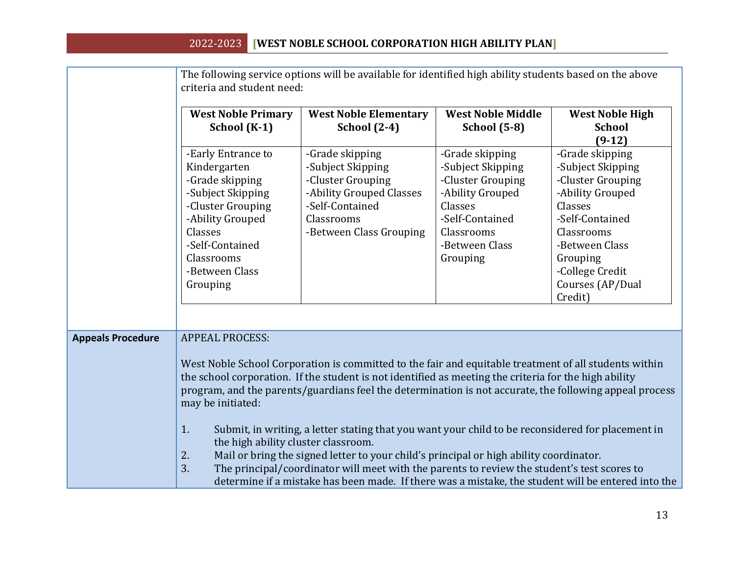The following service options will be available for identified high ability students based on the above criteria and student need:

| West Noble Primary School (K-1) | West Noble Elementary School (2-4) | West Noble Middle School (5-8) | West Noble High School (9-12) |
|---|---|---|---|
| -Early Entrance to Kindergarten<br>-Grade skipping<br>-Subject Skipping<br>-Cluster Grouping<br>-Ability Grouped Classes<br>-Self-Contained Classrooms<br>-Between Class Grouping | -Grade skipping<br>-Subject Skipping<br>-Cluster Grouping<br>-Ability Grouped Classes<br>-Self-Contained Classrooms<br>-Between Class Grouping | -Grade skipping<br>-Subject Skipping<br>-Cluster Grouping<br>-Ability Grouped Classes<br>-Self-Contained Classrooms<br>-Between Class Grouping | -Grade skipping<br>-Subject Skipping<br>-Cluster Grouping<br>-Ability Grouped Classes<br>-Self-Contained Classrooms<br>-Between Class Grouping<br>-College Credit Courses (AP/Dual Credit) |

**Appeals Procedure**

APPEAL PROCESS:

West Noble School Corporation is committed to the fair and equitable treatment of all students within the school corporation. If the student is not identified as meeting the criteria for the high ability program, and the parents/guardians feel the determination is not accurate, the following appeal process may be initiated:

1. Submit, in writing, a letter stating that you want your child to be reconsidered for placement in the high ability cluster classroom.
2. Mail or bring the signed letter to your child's principal or high ability coordinator.
3. The principal/coordinator will meet with the parents to review the student's test scores to determine if a mistake has been made. If there was a mistake, the student will be entered into the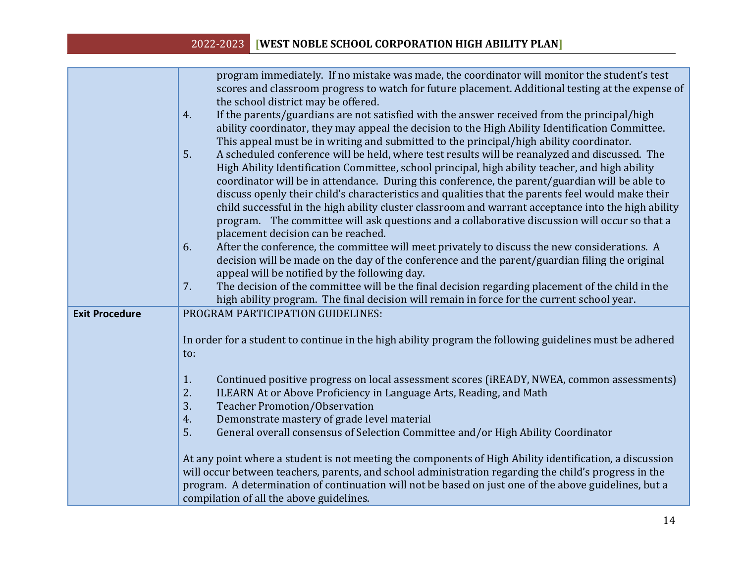| | |
|---|---|
| | program immediately. If no mistake was made, the coordinator will monitor the student's test scores and classroom progress to watch for future placement. Additional testing at the expense of the school district may be offered.<br>4. If the parents/guardians are not satisfied with the answer received from the principal/high ability coordinator, they may appeal the decision to the High Ability Identification Committee. This appeal must be in writing and submitted to the principal/high ability coordinator.<br>5. A scheduled conference will be held, where test results will be reanalyzed and discussed. The High Ability Identification Committee, school principal, high ability teacher, and high ability coordinator will be in attendance. During this conference, the parent/guardian will be able to discuss openly their child's characteristics and qualities that the parents feel would make their child successful in the high ability cluster classroom and warrant acceptance into the high ability program. The committee will ask questions and a collaborative discussion will occur so that a placement decision can be reached.<br>6. After the conference, the committee will meet privately to discuss the new considerations. A decision will be made on the day of the conference and the parent/guardian filing the original appeal will be notified by the following day.<br>7. The decision of the committee will be the final decision regarding placement of the child in the high ability program. The final decision will remain in force for the current school year. |
| **Exit Procedure** | PROGRAM PARTICIPATION GUIDELINES:<br><br>In order for a student to continue in the high ability program the following guidelines must be adhered to:<br><br>1. Continued positive progress on local assessment scores (iREADY, NWEA, common assessments)<br>2. ILEARN At or Above Proficiency in Language Arts, Reading, and Math<br>3. Teacher Promotion/Observation<br>4. Demonstrate mastery of grade level material<br>5. General overall consensus of Selection Committee and/or High Ability Coordinator<br><br>At any point where a student is not meeting the components of High Ability identification, a discussion will occur between teachers, parents, and school administration regarding the child's progress in the program. A determination of continuation will not be based on just one of the above guidelines, but a compilation of all the above guidelines. |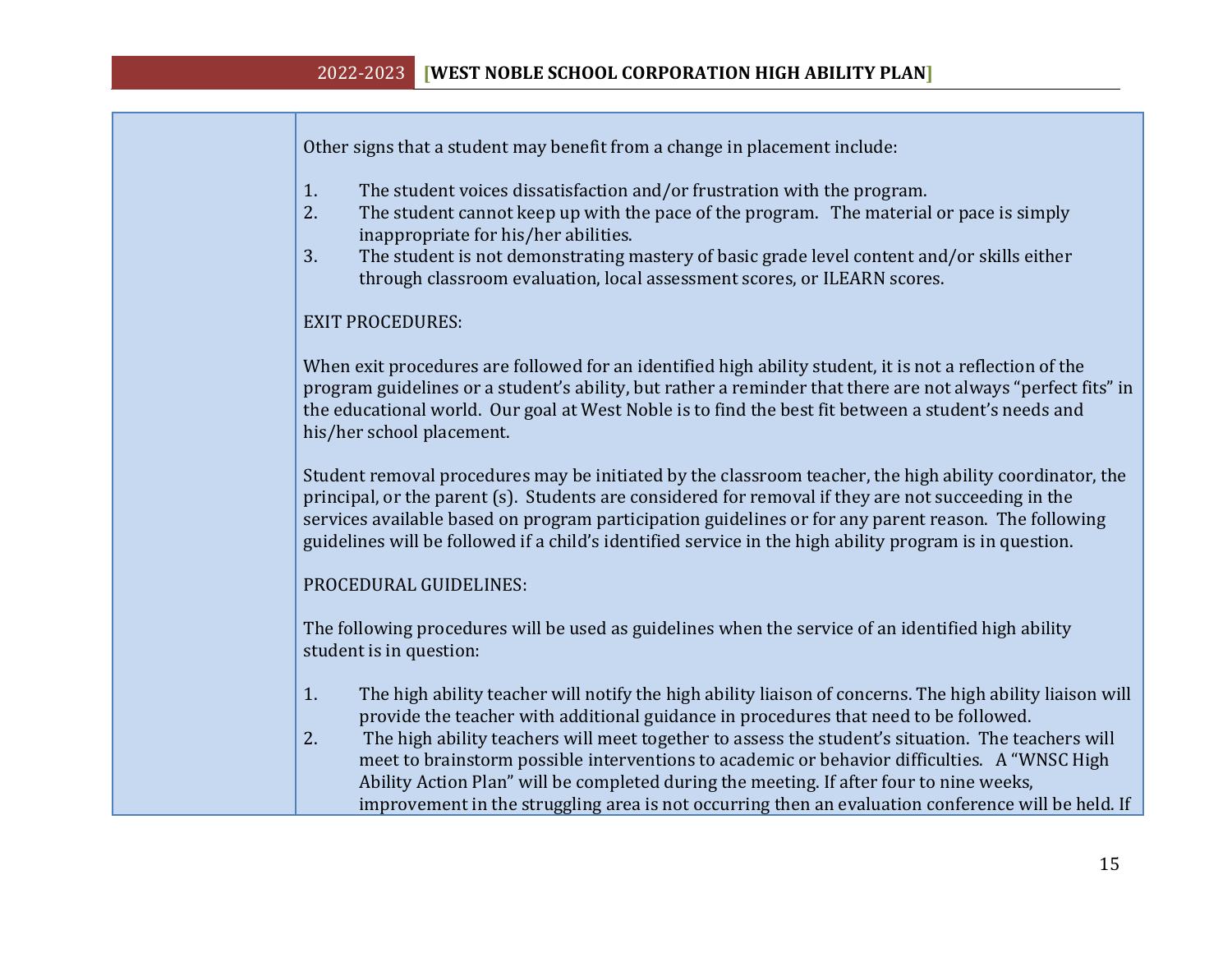Other signs that a student may benefit from a change in placement include:

1. The student voices dissatisfaction and/or frustration with the program.
2. The student cannot keep up with the pace of the program. The material or pace is simply inappropriate for his/her abilities.
3. The student is not demonstrating mastery of basic grade level content and/or skills either through classroom evaluation, local assessment scores, or ILEARN scores.

EXIT PROCEDURES:

When exit procedures are followed for an identified high ability student, it is not a reflection of the program guidelines or a student's ability, but rather a reminder that there are not always "perfect fits" in the educational world. Our goal at West Noble is to find the best fit between a student's needs and his/her school placement.

Student removal procedures may be initiated by the classroom teacher, the high ability coordinator, the principal, or the parent (s). Students are considered for removal if they are not succeeding in the services available based on program participation guidelines or for any parent reason. The following guidelines will be followed if a child's identified service in the high ability program is in question.

PROCEDURAL GUIDELINES:

The following procedures will be used as guidelines when the service of an identified high ability student is in question:

1. The high ability teacher will notify the high ability liaison of concerns. The high ability liaison will provide the teacher with additional guidance in procedures that need to be followed.
2. The high ability teachers will meet together to assess the student's situation. The teachers will meet to brainstorm possible interventions to academic or behavior difficulties. A "WNSC High Ability Action Plan" will be completed during the meeting. If after four to nine weeks, improvement in the struggling area is not occurring then an evaluation conference will be held. If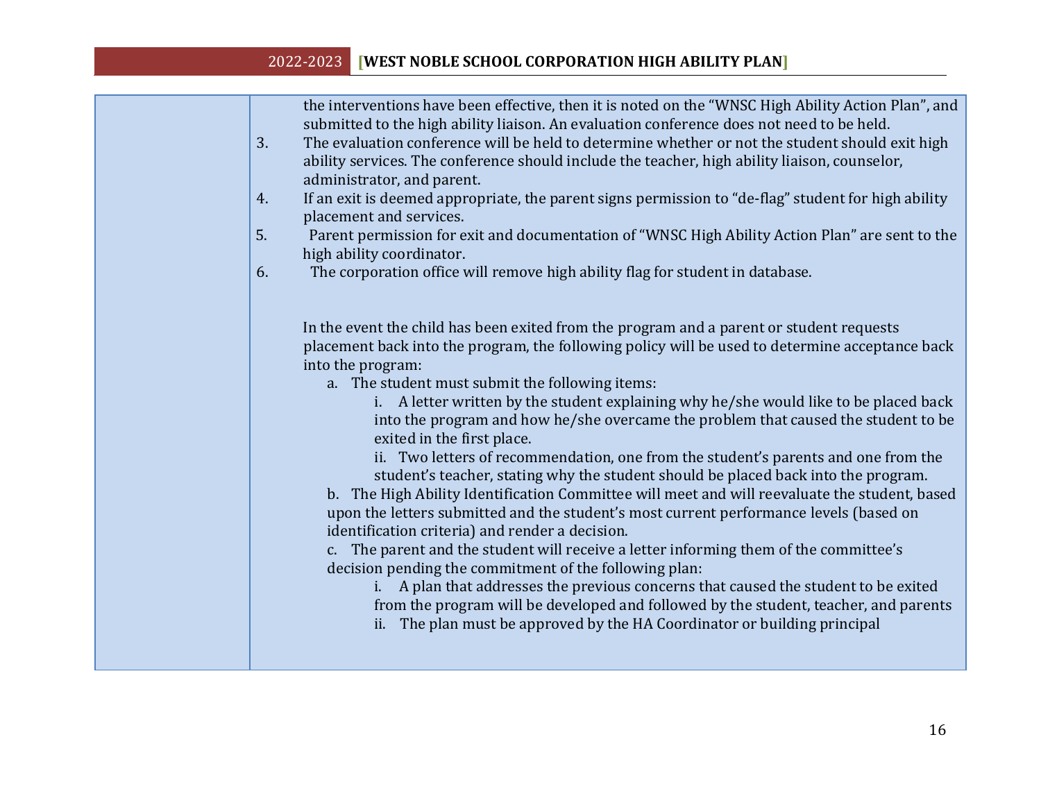| | |
|---|---|
| | the interventions have been effective, then it is noted on the "WNSC High Ability Action Plan", and submitted to the high ability liaison. An evaluation conference does not need to be held.<br>3. The evaluation conference will be held to determine whether or not the student should exit high ability services. The conference should include the teacher, high ability liaison, counselor, administrator, and parent.<br>4. If an exit is deemed appropriate, the parent signs permission to "de-flag" student for high ability placement and services.<br>5. Parent permission for exit and documentation of "WNSC High Ability Action Plan" are sent to the high ability coordinator.<br>6. The corporation office will remove high ability flag for student in database.<br><br>In the event the child has been exited from the program and a parent or student requests placement back into the program, the following policy will be used to determine acceptance back into the program:<br>a. The student must submit the following items:<br>i. A letter written by the student explaining why he/she would like to be placed back into the program and how he/she overcame the problem that caused the student to be exited in the first place.<br>ii. Two letters of recommendation, one from the student's parents and one from the student's teacher, stating why the student should be placed back into the program.<br>b. The High Ability Identification Committee will meet and will reevaluate the student, based upon the letters submitted and the student's most current performance levels (based on identification criteria) and render a decision.<br>c. The parent and the student will receive a letter informing them of the committee's decision pending the commitment of the following plan:<br>i. A plan that addresses the previous concerns that caused the student to be exited from the program will be developed and followed by the student, teacher, and parents<br>ii. The plan must be approved by the HA Coordinator or building principal |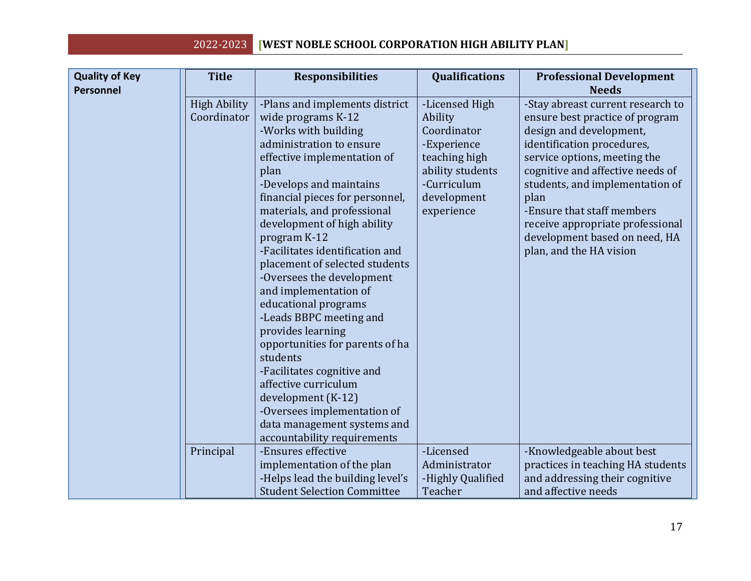| Quality of Key Personnel | Title | Responsibilities | Qualifications | Professional Development Needs |
|---|---|---|---|---|
| | High Ability Coordinator | -Plans and implements district wide programs K-12<br>-Works with building administration to ensure effective implementation of plan<br>-Develops and maintains financial pieces for personnel, materials, and professional development of high ability program K-12<br>-Facilitates identification and placement of selected students<br>-Oversees the development and implementation of educational programs<br>-Leads BBPC meeting and provides learning opportunities for parents of ha students<br>-Facilitates cognitive and affective curriculum development (K-12)<br>-Oversees implementation of data management systems and accountability requirements | -Licensed High Ability Coordinator<br>-Experience teaching high ability students<br>-Curriculum development experience | -Stay abreast current research to ensure best practice of program design and development, identification procedures, service options, meeting the cognitive and affective needs of students, and implementation of plan<br>-Ensure that staff members receive appropriate professional development based on need, HA plan, and the HA vision |
| | Principal | -Ensures effective implementation of the plan<br>-Helps lead the building level's Student Selection Committee | -Licensed Administrator<br>-Highly Qualified Teacher | -Knowledgeable about best practices in teaching HA students and addressing their cognitive and affective needs |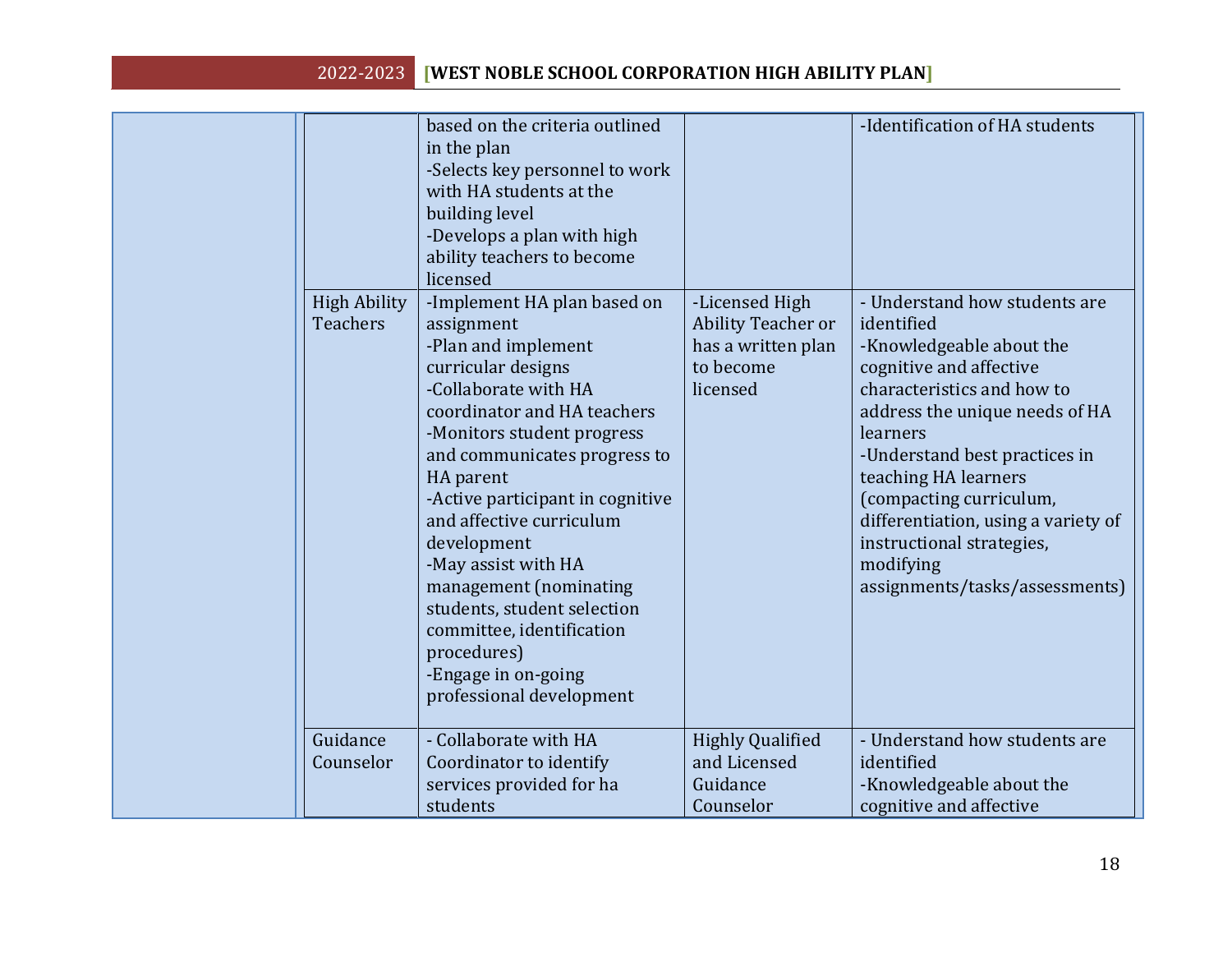| | | | | |
|---|---|---|---|---|
| | | based on the criteria outlined in the plan<br>-Selects key personnel to work with HA students at the building level<br>-Develops a plan with high ability teachers to become licensed | | -Identification of HA students |
| | High Ability Teachers | -Implement HA plan based on assignment<br>-Plan and implement curricular designs<br>-Collaborate with HA coordinator and HA teachers<br>-Monitors student progress and communicates progress to HA parent<br>-Active participant in cognitive and affective curriculum development<br>-May assist with HA management (nominating students, student selection committee, identification procedures)<br>-Engage in on-going professional development | -Licensed High Ability Teacher or has a written plan to become licensed | - Understand how students are identified<br>-Knowledgeable about the cognitive and affective characteristics and how to address the unique needs of HA learners<br>-Understand best practices in teaching HA learners (compacting curriculum, differentiation, using a variety of instructional strategies, modifying assignments/tasks/assessments) |
| | Guidance Counselor | - Collaborate with HA Coordinator to identify services provided for ha students | Highly Qualified and Licensed Guidance Counselor | - Understand how students are identified<br>-Knowledgeable about the cognitive and affective |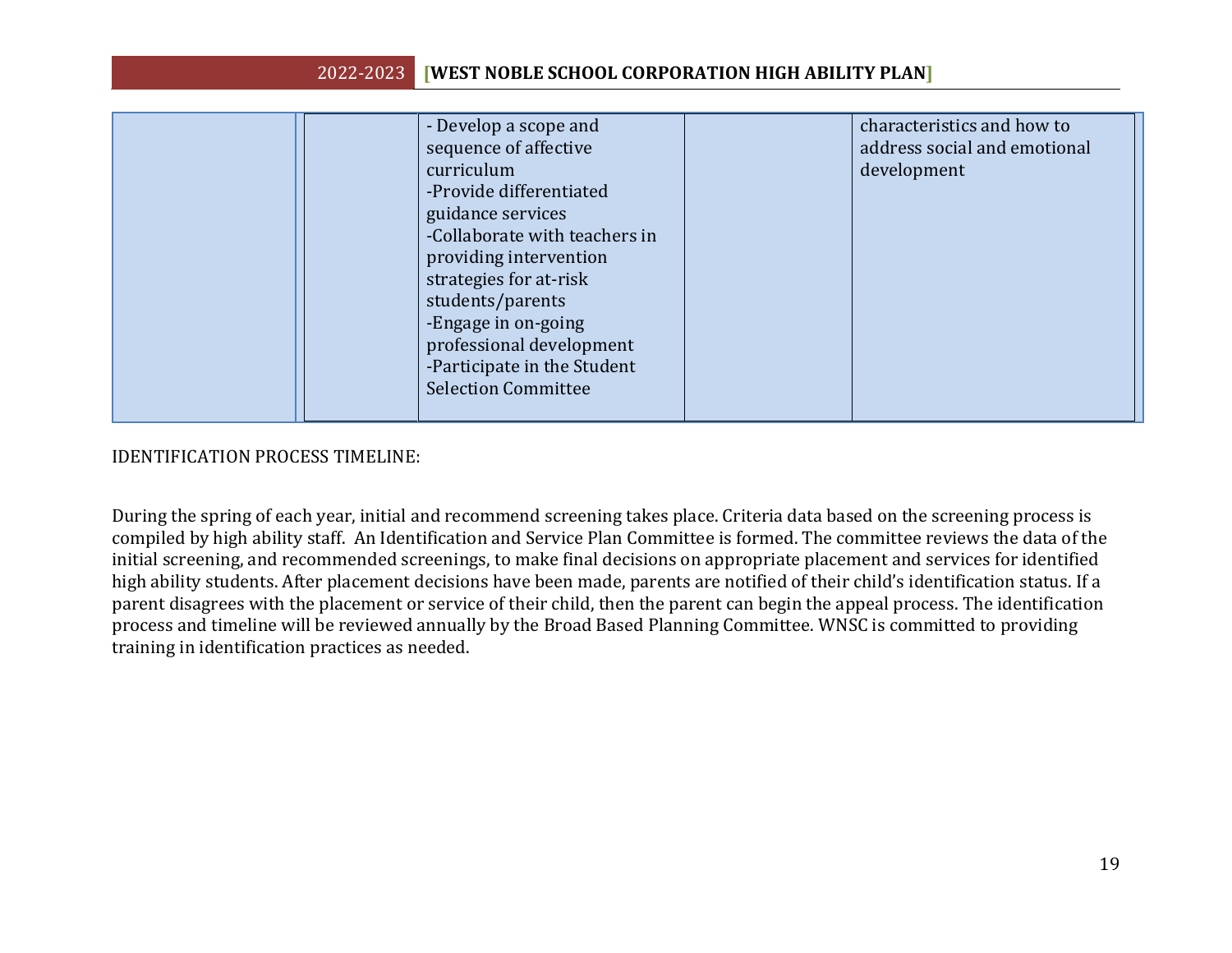| | | | | |
|---|---|---|---|---|
| | | - Develop a scope and sequence of affective curriculum<br>-Provide differentiated guidance services<br>-Collaborate with teachers in providing intervention strategies for at-risk students/parents<br>-Engage in on-going professional development<br>-Participate in the Student Selection Committee | | characteristics and how to address social and emotional development |

IDENTIFICATION PROCESS TIMELINE:

During the spring of each year, initial and recommend screening takes place. Criteria data based on the screening process is compiled by high ability staff. An Identification and Service Plan Committee is formed. The committee reviews the data of the initial screening, and recommended screenings, to make final decisions on appropriate placement and services for identified high ability students. After placement decisions have been made, parents are notified of their child's identification status. If a parent disagrees with the placement or service of their child, then the parent can begin the appeal process. The identification process and timeline will be reviewed annually by the Broad Based Planning Committee. WNSC is committed to providing training in identification practices as needed.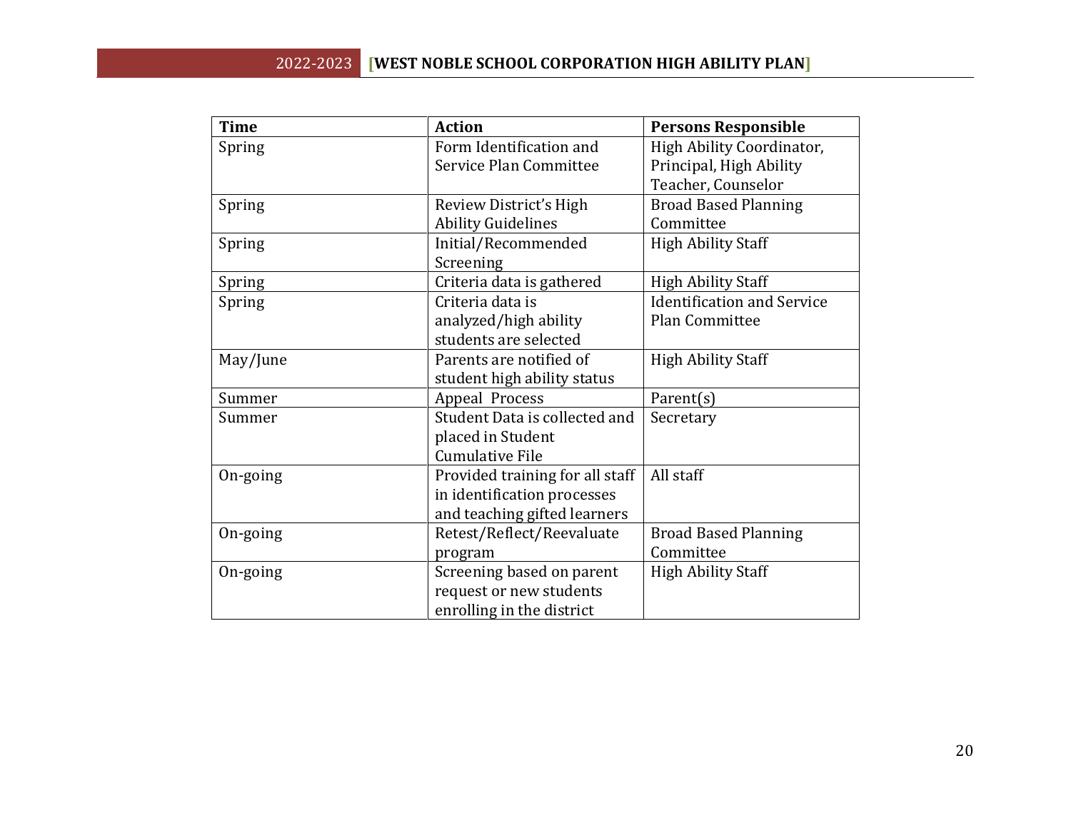| Time | Action | Persons Responsible |
| --- | --- | --- |
| Spring | Form Identification and Service Plan Committee | High Ability Coordinator, Principal, High Ability Teacher, Counselor |
| Spring | Review District's High Ability Guidelines | Broad Based Planning Committee |
| Spring | Initial/Recommended Screening | High Ability Staff |
| Spring | Criteria data is gathered | High Ability Staff |
| Spring | Criteria data is analyzed/high ability students are selected | Identification and Service Plan Committee |
| May/June | Parents are notified of student high ability status | High Ability Staff |
| Summer | Appeal Process | Parent(s) |
| Summer | Student Data is collected and placed in Student Cumulative File | Secretary |
| On-going | Provided training for all staff in identification processes and teaching gifted learners | All staff |
| On-going | Retest/Reflect/Reevaluate program | Broad Based Planning Committee |
| On-going | Screening based on parent request or new students enrolling in the district | High Ability Staff |